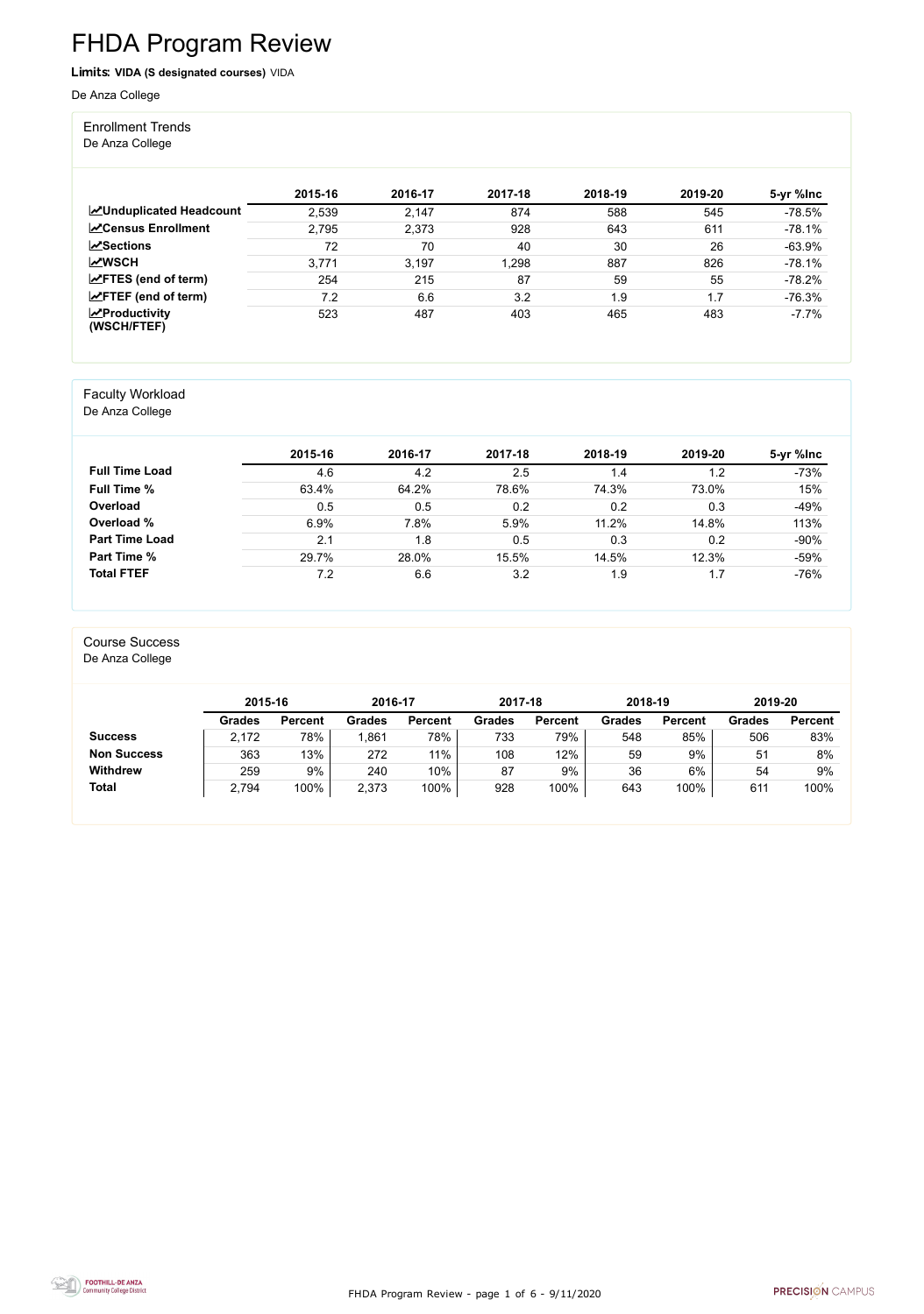# FHDA Program Review

**Limits: VIDA (S designated courses)** VIDA

De Anza College

## Enrollment Trends

De Anza College

| | 2015-16 | 2016-17 | 2017-18 | 2018-19 | 2019-20 | 5-yr %Inc |
|---|---|---|---|---|---|---|
| **Unduplicated Headcount** | 2,539 | 2,147 | 874 | 588 | 545 | -78.5% |
| **Census Enrollment** | 2,795 | 2,373 | 928 | 643 | 611 | -78.1% |
| **Sections** | 72 | 70 | 40 | 30 | 26 | -63.9% |
| **WSCH** | 3,771 | 3,197 | 1,298 | 887 | 826 | -78.1% |
| **FTES (end of term)** | 254 | 215 | 87 | 59 | 55 | -78.2% |
| **FTEF (end of term)** | 7.2 | 6.6 | 3.2 | 1.9 | 1.7 | -76.3% |
| **Productivity (WSCH/FTEF)** | 523 | 487 | 403 | 465 | 483 | -7.7% |

## Faculty Workload

De Anza College

| | 2015-16 | 2016-17 | 2017-18 | 2018-19 | 2019-20 | 5-yr %Inc |
|---|---|---|---|---|---|---|
| **Full Time Load** | 4.6 | 4.2 | 2.5 | 1.4 | 1.2 | -73% |
| **Full Time %** | 63.4% | 64.2% | 78.6% | 74.3% | 73.0% | 15% |
| **Overload** | 0.5 | 0.5 | 0.2 | 0.2 | 0.3 | -49% |
| **Overload %** | 6.9% | 7.8% | 5.9% | 11.2% | 14.8% | 113% |
| **Part Time Load** | 2.1 | 1.8 | 0.5 | 0.3 | 0.2 | -90% |
| **Part Time %** | 29.7% | 28.0% | 15.5% | 14.5% | 12.3% | -59% |
| **Total FTEF** | 7.2 | 6.6 | 3.2 | 1.9 | 1.7 | -76% |

## Course Success

De Anza College

| | 2015-16 | | 2016-17 | | 2017-18 | | 2018-19 | | 2019-20 | |
|---|---|---|---|---|---|---|---|---|---|---|
| | **Grades** | **Percent** | **Grades** | **Percent** | **Grades** | **Percent** | **Grades** | **Percent** | **Grades** | **Percent** |
| **Success** | 2,172 | 78% | 1,861 | 78% | 733 | 79% | 548 | 85% | 506 | 83% |
| **Non Success** | 363 | 13% | 272 | 11% | 108 | 12% | 59 | 9% | 51 | 8% |
| **Withdrew** | 259 | 9% | 240 | 10% | 87 | 9% | 36 | 6% | 54 | 9% |
| **Total** | 2,794 | 100% | 2,373 | 100% | 928 | 100% | 643 | 100% | 611 | 100% |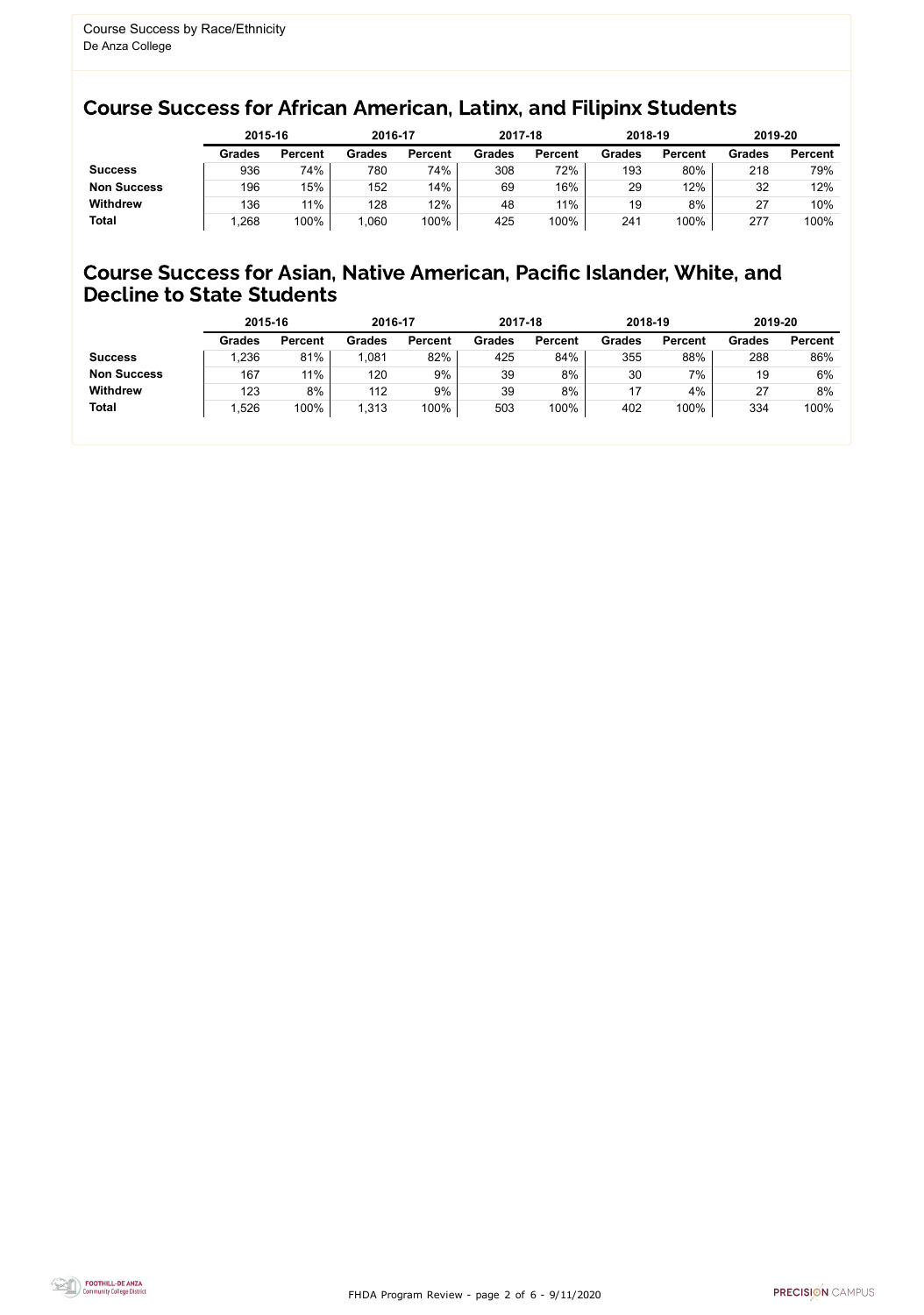Course Success by Race/Ethnicity
De Anza College

## Course Success for African American, Latinx, and Filipinx Students

| | 2015-16 | | 2016-17 | | 2017-18 | | 2018-19 | | 2019-20 | |
|---|---|---|---|---|---|---|---|---|---|---|
| | Grades | Percent | Grades | Percent | Grades | Percent | Grades | Percent | Grades | Percent |
| **Success** | 936 | 74% | 780 | 74% | 308 | 72% | 193 | 80% | 218 | 79% |
| **Non Success** | 196 | 15% | 152 | 14% | 69 | 16% | 29 | 12% | 32 | 12% |
| **Withdrew** | 136 | 11% | 128 | 12% | 48 | 11% | 19 | 8% | 27 | 10% |
| **Total** | 1,268 | 100% | 1,060 | 100% | 425 | 100% | 241 | 100% | 277 | 100% |

## Course Success for Asian, Native American, Pacific Islander, White, and Decline to State Students

| | 2015-16 | | 2016-17 | | 2017-18 | | 2018-19 | | 2019-20 | |
|---|---|---|---|---|---|---|---|---|---|---|
| | Grades | Percent | Grades | Percent | Grades | Percent | Grades | Percent | Grades | Percent |
| **Success** | 1,236 | 81% | 1,081 | 82% | 425 | 84% | 355 | 88% | 288 | 86% |
| **Non Success** | 167 | 11% | 120 | 9% | 39 | 8% | 30 | 7% | 19 | 6% |
| **Withdrew** | 123 | 8% | 112 | 9% | 39 | 8% | 17 | 4% | 27 | 8% |
| **Total** | 1,526 | 100% | 1,313 | 100% | 503 | 100% | 402 | 100% | 334 | 100% |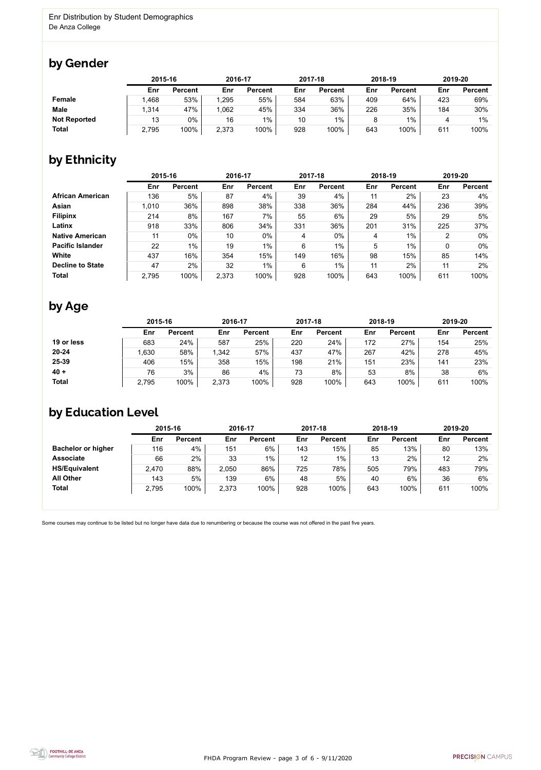Enr Distribution by Student Demographics
De Anza College

## by Gender

| | 2015-16 | | 2016-17 | | 2017-18 | | 2018-19 | | 2019-20 | |
|---|---|---|---|---|---|---|---|---|---|---|
| | Enr | Percent | Enr | Percent | Enr | Percent | Enr | Percent | Enr | Percent |
| **Female** | 1,468 | 53% | 1,295 | 55% | 584 | 63% | 409 | 64% | 423 | 69% |
| **Male** | 1,314 | 47% | 1,062 | 45% | 334 | 36% | 226 | 35% | 184 | 30% |
| **Not Reported** | 13 | 0% | 16 | 1% | 10 | 1% | 8 | 1% | 4 | 1% |
| **Total** | 2,795 | 100% | 2,373 | 100% | 928 | 100% | 643 | 100% | 611 | 100% |

## by Ethnicity

| | 2015-16 | | 2016-17 | | 2017-18 | | 2018-19 | | 2019-20 | |
|---|---|---|---|---|---|---|---|---|---|---|
| | Enr | Percent | Enr | Percent | Enr | Percent | Enr | Percent | Enr | Percent |
| **African American** | 136 | 5% | 87 | 4% | 39 | 4% | 11 | 2% | 23 | 4% |
| **Asian** | 1,010 | 36% | 898 | 38% | 338 | 36% | 284 | 44% | 236 | 39% |
| **Filipinx** | 214 | 8% | 167 | 7% | 55 | 6% | 29 | 5% | 29 | 5% |
| **Latinx** | 918 | 33% | 806 | 34% | 331 | 36% | 201 | 31% | 225 | 37% |
| **Native American** | 11 | 0% | 10 | 0% | 4 | 0% | 4 | 1% | 2 | 0% |
| **Pacific Islander** | 22 | 1% | 19 | 1% | 6 | 1% | 5 | 1% | 0 | 0% |
| **White** | 437 | 16% | 354 | 15% | 149 | 16% | 98 | 15% | 85 | 14% |
| **Decline to State** | 47 | 2% | 32 | 1% | 6 | 1% | 11 | 2% | 11 | 2% |
| **Total** | 2,795 | 100% | 2,373 | 100% | 928 | 100% | 643 | 100% | 611 | 100% |

## by Age

| | 2015-16 | | 2016-17 | | 2017-18 | | 2018-19 | | 2019-20 | |
|---|---|---|---|---|---|---|---|---|---|---|
| | Enr | Percent | Enr | Percent | Enr | Percent | Enr | Percent | Enr | Percent |
| **19 or less** | 683 | 24% | 587 | 25% | 220 | 24% | 172 | 27% | 154 | 25% |
| **20-24** | 1,630 | 58% | 1,342 | 57% | 437 | 47% | 267 | 42% | 278 | 45% |
| **25-39** | 406 | 15% | 358 | 15% | 198 | 21% | 151 | 23% | 141 | 23% |
| **40 +** | 76 | 3% | 86 | 4% | 73 | 8% | 53 | 8% | 38 | 6% |
| **Total** | 2,795 | 100% | 2,373 | 100% | 928 | 100% | 643 | 100% | 611 | 100% |

## by Education Level

| | 2015-16 | | 2016-17 | | 2017-18 | | 2018-19 | | 2019-20 | |
|---|---|---|---|---|---|---|---|---|---|---|
| | Enr | Percent | Enr | Percent | Enr | Percent | Enr | Percent | Enr | Percent |
| **Bachelor or higher** | 116 | 4% | 151 | 6% | 143 | 15% | 85 | 13% | 80 | 13% |
| **Associate** | 66 | 2% | 33 | 1% | 12 | 1% | 13 | 2% | 12 | 2% |
| **HS/Equivalent** | 2,470 | 88% | 2,050 | 86% | 725 | 78% | 505 | 79% | 483 | 79% |
| **All Other** | 143 | 5% | 139 | 6% | 48 | 5% | 40 | 6% | 36 | 6% |
| **Total** | 2,795 | 100% | 2,373 | 100% | 928 | 100% | 643 | 100% | 611 | 100% |

Some courses may continue to be listed but no longer have data due to renumbering or because the course was not offered in the past five years.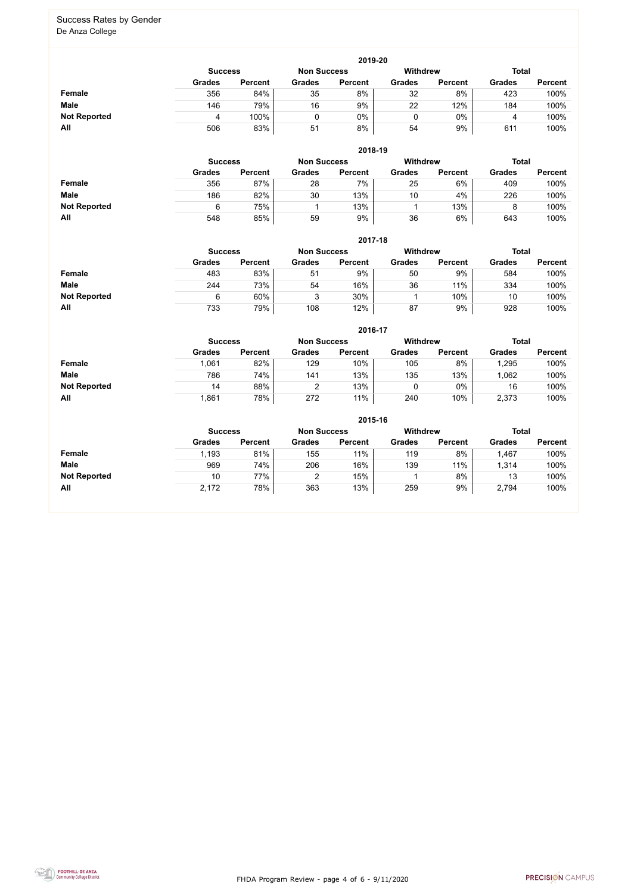## Success Rates by Gender

De Anza College

### 2019-20

| | Success | | Non Success | | Withdrew | | Total | |
|---|---|---|---|---|---|---|---|---|
| | Grades | Percent | Grades | Percent | Grades | Percent | Grades | Percent |
| **Female** | 356 | 84% | 35 | 8% | 32 | 8% | 423 | 100% |
| **Male** | 146 | 79% | 16 | 9% | 22 | 12% | 184 | 100% |
| **Not Reported** | 4 | 100% | 0 | 0% | 0 | 0% | 4 | 100% |
| **All** | 506 | 83% | 51 | 8% | 54 | 9% | 611 | 100% |

### 2018-19

| | Success | | Non Success | | Withdrew | | Total | |
|---|---|---|---|---|---|---|---|---|
| | Grades | Percent | Grades | Percent | Grades | Percent | Grades | Percent |
| **Female** | 356 | 87% | 28 | 7% | 25 | 6% | 409 | 100% |
| **Male** | 186 | 82% | 30 | 13% | 10 | 4% | 226 | 100% |
| **Not Reported** | 6 | 75% | 1 | 13% | 1 | 13% | 8 | 100% |
| **All** | 548 | 85% | 59 | 9% | 36 | 6% | 643 | 100% |

### 2017-18

| | Success | | Non Success | | Withdrew | | Total | |
|---|---|---|---|---|---|---|---|---|
| | Grades | Percent | Grades | Percent | Grades | Percent | Grades | Percent |
| **Female** | 483 | 83% | 51 | 9% | 50 | 9% | 584 | 100% |
| **Male** | 244 | 73% | 54 | 16% | 36 | 11% | 334 | 100% |
| **Not Reported** | 6 | 60% | 3 | 30% | 1 | 10% | 10 | 100% |
| **All** | 733 | 79% | 108 | 12% | 87 | 9% | 928 | 100% |

### 2016-17

| | Success | | Non Success | | Withdrew | | Total | |
|---|---|---|---|---|---|---|---|---|
| | Grades | Percent | Grades | Percent | Grades | Percent | Grades | Percent |
| **Female** | 1,061 | 82% | 129 | 10% | 105 | 8% | 1,295 | 100% |
| **Male** | 786 | 74% | 141 | 13% | 135 | 13% | 1,062 | 100% |
| **Not Reported** | 14 | 88% | 2 | 13% | 0 | 0% | 16 | 100% |
| **All** | 1,861 | 78% | 272 | 11% | 240 | 10% | 2,373 | 100% |

### 2015-16

| | Success | | Non Success | | Withdrew | | Total | |
|---|---|---|---|---|---|---|---|---|
| | Grades | Percent | Grades | Percent | Grades | Percent | Grades | Percent |
| **Female** | 1,193 | 81% | 155 | 11% | 119 | 8% | 1,467 | 100% |
| **Male** | 969 | 74% | 206 | 16% | 139 | 11% | 1,314 | 100% |
| **Not Reported** | 10 | 77% | 2 | 15% | 1 | 8% | 13 | 100% |
| **All** | 2,172 | 78% | 363 | 13% | 259 | 9% | 2,794 | 100% |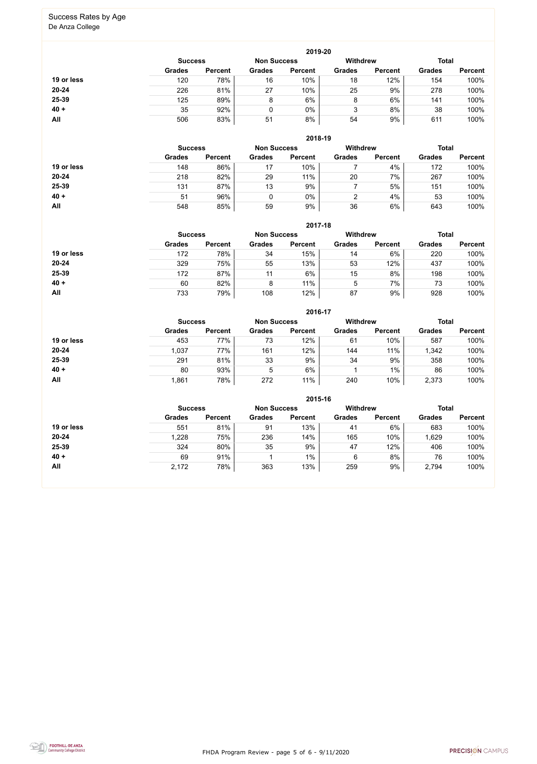# Success Rates by Age

De Anza College

| 2019-20 | Success | | Non Success | | Withdrew | | Total | |
|---|---|---|---|---|---|---|---|---|
| | Grades | Percent | Grades | Percent | Grades | Percent | Grades | Percent |
| 19 or less | 120 | 78% | 16 | 10% | 18 | 12% | 154 | 100% |
| 20-24 | 226 | 81% | 27 | 10% | 25 | 9% | 278 | 100% |
| 25-39 | 125 | 89% | 8 | 6% | 8 | 6% | 141 | 100% |
| 40 + | 35 | 92% | 0 | 0% | 3 | 8% | 38 | 100% |
| All | 506 | 83% | 51 | 8% | 54 | 9% | 611 | 100% |

| 2018-19 | Success | | Non Success | | Withdrew | | Total | |
|---|---|---|---|---|---|---|---|---|
| | Grades | Percent | Grades | Percent | Grades | Percent | Grades | Percent |
| 19 or less | 148 | 86% | 17 | 10% | 7 | 4% | 172 | 100% |
| 20-24 | 218 | 82% | 29 | 11% | 20 | 7% | 267 | 100% |
| 25-39 | 131 | 87% | 13 | 9% | 7 | 5% | 151 | 100% |
| 40 + | 51 | 96% | 0 | 0% | 2 | 4% | 53 | 100% |
| All | 548 | 85% | 59 | 9% | 36 | 6% | 643 | 100% |

| 2017-18 | Success | | Non Success | | Withdrew | | Total | |
|---|---|---|---|---|---|---|---|---|
| | Grades | Percent | Grades | Percent | Grades | Percent | Grades | Percent |
| 19 or less | 172 | 78% | 34 | 15% | 14 | 6% | 220 | 100% |
| 20-24 | 329 | 75% | 55 | 13% | 53 | 12% | 437 | 100% |
| 25-39 | 172 | 87% | 11 | 6% | 15 | 8% | 198 | 100% |
| 40 + | 60 | 82% | 8 | 11% | 5 | 7% | 73 | 100% |
| All | 733 | 79% | 108 | 12% | 87 | 9% | 928 | 100% |

| 2016-17 | Success | | Non Success | | Withdrew | | Total | |
|---|---|---|---|---|---|---|---|---|
| | Grades | Percent | Grades | Percent | Grades | Percent | Grades | Percent |
| 19 or less | 453 | 77% | 73 | 12% | 61 | 10% | 587 | 100% |
| 20-24 | 1,037 | 77% | 161 | 12% | 144 | 11% | 1,342 | 100% |
| 25-39 | 291 | 81% | 33 | 9% | 34 | 9% | 358 | 100% |
| 40 + | 80 | 93% | 5 | 6% | 1 | 1% | 86 | 100% |
| All | 1,861 | 78% | 272 | 11% | 240 | 10% | 2,373 | 100% |

| 2015-16 | Success | | Non Success | | Withdrew | | Total | |
|---|---|---|---|---|---|---|---|---|
| | Grades | Percent | Grades | Percent | Grades | Percent | Grades | Percent |
| 19 or less | 551 | 81% | 91 | 13% | 41 | 6% | 683 | 100% |
| 20-24 | 1,228 | 75% | 236 | 14% | 165 | 10% | 1,629 | 100% |
| 25-39 | 324 | 80% | 35 | 9% | 47 | 12% | 406 | 100% |
| 40 + | 69 | 91% | 1 | 1% | 6 | 8% | 76 | 100% |
| All | 2,172 | 78% | 363 | 13% | 259 | 9% | 2,794 | 100% |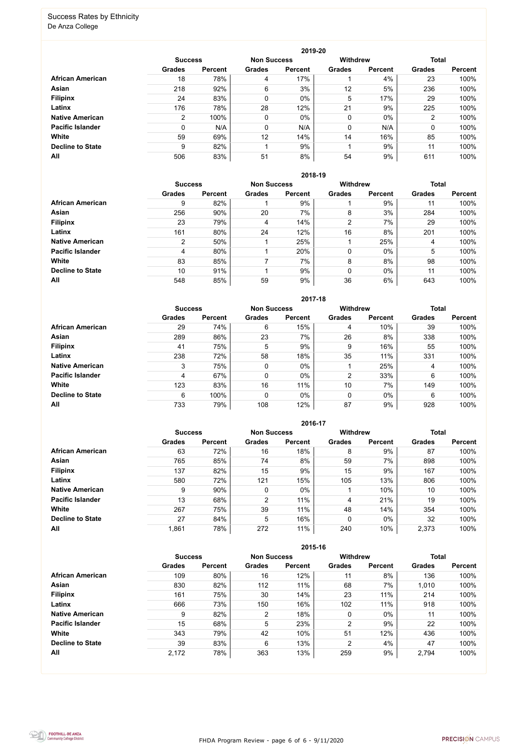# Success Rates by Ethnicity

De Anza College

| 2019-20 | Success | | Non Success | | Withdrew | | Total | |
|---|---|---|---|---|---|---|---|---|
| | Grades | Percent | Grades | Percent | Grades | Percent | Grades | Percent |
| **African American** | 18 | 78% | 4 | 17% | 1 | 4% | 23 | 100% |
| **Asian** | 218 | 92% | 6 | 3% | 12 | 5% | 236 | 100% |
| **Filipinx** | 24 | 83% | 0 | 0% | 5 | 17% | 29 | 100% |
| **Latinx** | 176 | 78% | 28 | 12% | 21 | 9% | 225 | 100% |
| **Native American** | 2 | 100% | 0 | 0% | 0 | 0% | 2 | 100% |
| **Pacific Islander** | 0 | N/A | 0 | N/A | 0 | N/A | 0 | 100% |
| **White** | 59 | 69% | 12 | 14% | 14 | 16% | 85 | 100% |
| **Decline to State** | 9 | 82% | 1 | 9% | 1 | 9% | 11 | 100% |
| **All** | 506 | 83% | 51 | 8% | 54 | 9% | 611 | 100% |

| 2018-19 | Success | | Non Success | | Withdrew | | Total | |
|---|---|---|---|---|---|---|---|---|
| | Grades | Percent | Grades | Percent | Grades | Percent | Grades | Percent |
| **African American** | 9 | 82% | 1 | 9% | 1 | 9% | 11 | 100% |
| **Asian** | 256 | 90% | 20 | 7% | 8 | 3% | 284 | 100% |
| **Filipinx** | 23 | 79% | 4 | 14% | 2 | 7% | 29 | 100% |
| **Latinx** | 161 | 80% | 24 | 12% | 16 | 8% | 201 | 100% |
| **Native American** | 2 | 50% | 1 | 25% | 1 | 25% | 4 | 100% |
| **Pacific Islander** | 4 | 80% | 1 | 20% | 0 | 0% | 5 | 100% |
| **White** | 83 | 85% | 7 | 7% | 8 | 8% | 98 | 100% |
| **Decline to State** | 10 | 91% | 1 | 9% | 0 | 0% | 11 | 100% |
| **All** | 548 | 85% | 59 | 9% | 36 | 6% | 643 | 100% |

| 2017-18 | Success | | Non Success | | Withdrew | | Total | |
|---|---|---|---|---|---|---|---|---|
| | Grades | Percent | Grades | Percent | Grades | Percent | Grades | Percent |
| **African American** | 29 | 74% | 6 | 15% | 4 | 10% | 39 | 100% |
| **Asian** | 289 | 86% | 23 | 7% | 26 | 8% | 338 | 100% |
| **Filipinx** | 41 | 75% | 5 | 9% | 9 | 16% | 55 | 100% |
| **Latinx** | 238 | 72% | 58 | 18% | 35 | 11% | 331 | 100% |
| **Native American** | 3 | 75% | 0 | 0% | 1 | 25% | 4 | 100% |
| **Pacific Islander** | 4 | 67% | 0 | 0% | 2 | 33% | 6 | 100% |
| **White** | 123 | 83% | 16 | 11% | 10 | 7% | 149 | 100% |
| **Decline to State** | 6 | 100% | 0 | 0% | 0 | 0% | 6 | 100% |
| **All** | 733 | 79% | 108 | 12% | 87 | 9% | 928 | 100% |

| 2016-17 | Success | | Non Success | | Withdrew | | Total | |
|---|---|---|---|---|---|---|---|---|
| | Grades | Percent | Grades | Percent | Grades | Percent | Grades | Percent |
| **African American** | 63 | 72% | 16 | 18% | 8 | 9% | 87 | 100% |
| **Asian** | 765 | 85% | 74 | 8% | 59 | 7% | 898 | 100% |
| **Filipinx** | 137 | 82% | 15 | 9% | 15 | 9% | 167 | 100% |
| **Latinx** | 580 | 72% | 121 | 15% | 105 | 13% | 806 | 100% |
| **Native American** | 9 | 90% | 0 | 0% | 1 | 10% | 10 | 100% |
| **Pacific Islander** | 13 | 68% | 2 | 11% | 4 | 21% | 19 | 100% |
| **White** | 267 | 75% | 39 | 11% | 48 | 14% | 354 | 100% |
| **Decline to State** | 27 | 84% | 5 | 16% | 0 | 0% | 32 | 100% |
| **All** | 1,861 | 78% | 272 | 11% | 240 | 10% | 2,373 | 100% |

| 2015-16 | Success | | Non Success | | Withdrew | | Total | |
|---|---|---|---|---|---|---|---|---|
| | Grades | Percent | Grades | Percent | Grades | Percent | Grades | Percent |
| **African American** | 109 | 80% | 16 | 12% | 11 | 8% | 136 | 100% |
| **Asian** | 830 | 82% | 112 | 11% | 68 | 7% | 1,010 | 100% |
| **Filipinx** | 161 | 75% | 30 | 14% | 23 | 11% | 214 | 100% |
| **Latinx** | 666 | 73% | 150 | 16% | 102 | 11% | 918 | 100% |
| **Native American** | 9 | 82% | 2 | 18% | 0 | 0% | 11 | 100% |
| **Pacific Islander** | 15 | 68% | 5 | 23% | 2 | 9% | 22 | 100% |
| **White** | 343 | 79% | 42 | 10% | 51 | 12% | 436 | 100% |
| **Decline to State** | 39 | 83% | 6 | 13% | 2 | 4% | 47 | 100% |
| **All** | 2,172 | 78% | 363 | 13% | 259 | 9% | 2,794 | 100% |